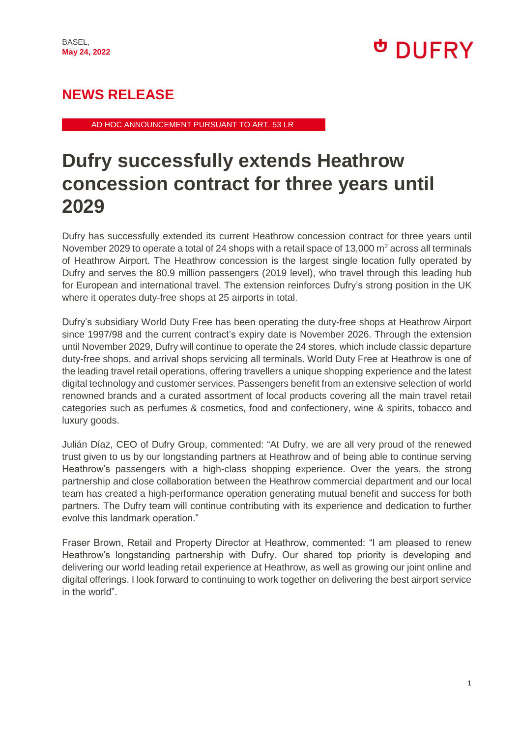BASEL,
**May 24, 2022**

## NEWS RELEASE

AD HOC ANNOUNCEMENT PURSUANT TO ART. 53 LR

# Dufry successfully extends Heathrow concession contract for three years until 2029

Dufry has successfully extended its current Heathrow concession contract for three years until November 2029 to operate a total of 24 shops with a retail space of 13,000 $m^2$ across all terminals of Heathrow Airport. The Heathrow concession is the largest single location fully operated by Dufry and serves the 80.9 million passengers (2019 level), who travel through this leading hub for European and international travel. The extension reinforces Dufry's strong position in the UK where it operates duty-free shops at 25 airports in total.

Dufry's subsidiary World Duty Free has been operating the duty-free shops at Heathrow Airport since 1997/98 and the current contract's expiry date is November 2026. Through the extension until November 2029, Dufry will continue to operate the 24 stores, which include classic departure duty-free shops, and arrival shops servicing all terminals. World Duty Free at Heathrow is one of the leading travel retail operations, offering travellers a unique shopping experience and the latest digital technology and customer services. Passengers benefit from an extensive selection of world renowned brands and a curated assortment of local products covering all the main travel retail categories such as perfumes & cosmetics, food and confectionery, wine & spirits, tobacco and luxury goods.

Julián Díaz, CEO of Dufry Group, commented: "At Dufry, we are all very proud of the renewed trust given to us by our longstanding partners at Heathrow and of being able to continue serving Heathrow's passengers with a high-class shopping experience. Over the years, the strong partnership and close collaboration between the Heathrow commercial department and our local team has created a high-performance operation generating mutual benefit and success for both partners. The Dufry team will continue contributing with its experience and dedication to further evolve this landmark operation."

Fraser Brown, Retail and Property Director at Heathrow, commented: "I am pleased to renew Heathrow's longstanding partnership with Dufry. Our shared top priority is developing and delivering our world leading retail experience at Heathrow, as well as growing our joint online and digital offerings. I look forward to continuing to work together on delivering the best airport service in the world".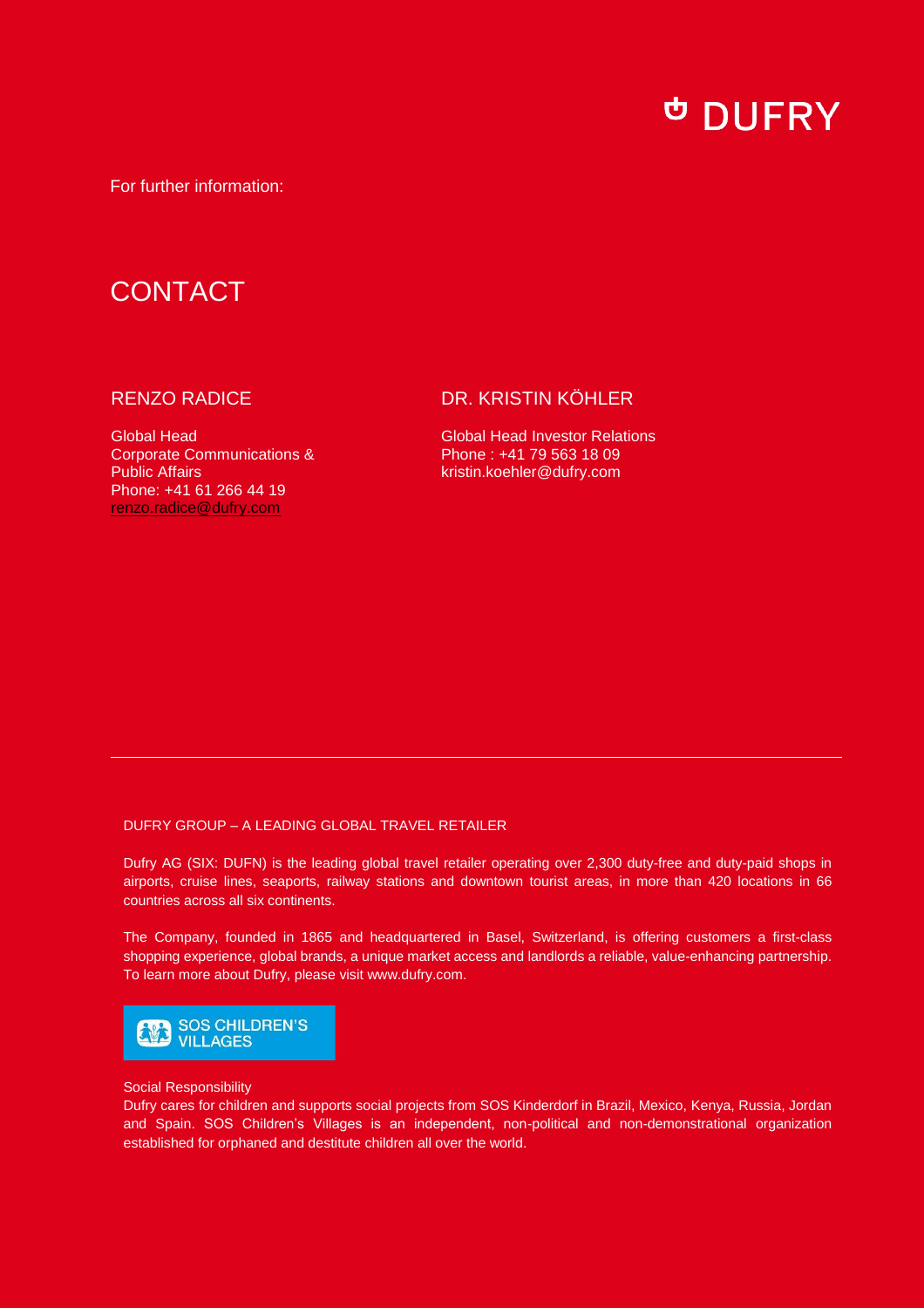DUFRY

For further information:

# CONTACT

## RENZO RADICE

Global Head
Corporate Communications &
Public Affairs
Phone: +41 61 266 44 19
renzo.radice@dufry.com

## DR. KRISTIN KÖHLER

Global Head Investor Relations
Phone : +41 79 563 18 09
kristin.koehler@dufry.com

---

DUFRY GROUP – A LEADING GLOBAL TRAVEL RETAILER

Dufry AG (SIX: DUFN) is the leading global travel retailer operating over 2,300 duty-free and duty-paid shops in airports, cruise lines, seaports, railway stations and downtown tourist areas, in more than 420 locations in 66 countries across all six continents.

The Company, founded in 1865 and headquartered in Basel, Switzerland, is offering customers a first-class shopping experience, global brands, a unique market access and landlords a reliable, value-enhancing partnership. To learn more about Dufry, please visit www.dufry.com.

SOS CHILDREN'S VILLAGES

Social Responsibility

Dufry cares for children and supports social projects from SOS Kinderdorf in Brazil, Mexico, Kenya, Russia, Jordan and Spain. SOS Children's Villages is an independent, non-political and non-demonstrational organization established for orphaned and destitute children all over the world.